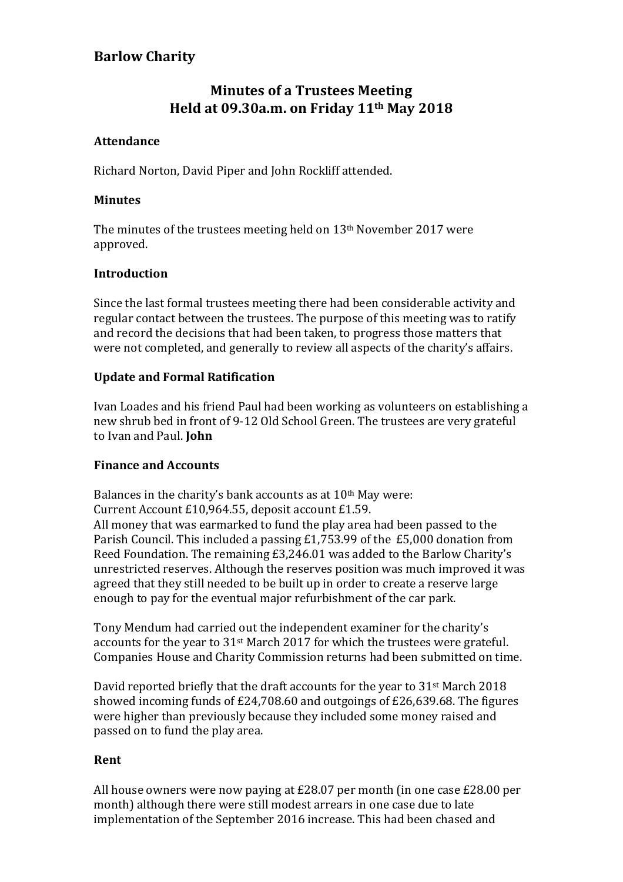## Barlow Charity

# Minutes of a Trustees Meeting
# Held at 09.30a.m. on Friday 11th May 2018

### Attendance

Richard Norton, David Piper and John Rockliff attended.

### Minutes

The minutes of the trustees meeting held on 13th November 2017 were approved.

### Introduction

Since the last formal trustees meeting there had been considerable activity and regular contact between the trustees. The purpose of this meeting was to ratify and record the decisions that had been taken, to progress those matters that were not completed, and generally to review all aspects of the charity's affairs.

### Update and Formal Ratification

Ivan Loades and his friend Paul had been working as volunteers on establishing a new shrub bed in front of 9-12 Old School Green. The trustees are very grateful to Ivan and Paul. **John**

### Finance and Accounts

Balances in the charity's bank accounts as at 10th May were:
Current Account £10,964.55, deposit account £1.59.
All money that was earmarked to fund the play area had been passed to the Parish Council. This included a passing £1,753.99 of the £5,000 donation from Reed Foundation. The remaining £3,246.01 was added to the Barlow Charity's unrestricted reserves. Although the reserves position was much improved it was agreed that they still needed to be built up in order to create a reserve large enough to pay for the eventual major refurbishment of the car park.

Tony Mendum had carried out the independent examiner for the charity's accounts for the year to 31st March 2017 for which the trustees were grateful. Companies House and Charity Commission returns had been submitted on time.

David reported briefly that the draft accounts for the year to 31st March 2018 showed incoming funds of £24,708.60 and outgoings of £26,639.68. The figures were higher than previously because they included some money raised and passed on to fund the play area.

### Rent

All house owners were now paying at £28.07 per month (in one case £28.00 per month) although there were still modest arrears in one case due to late implementation of the September 2016 increase. This had been chased and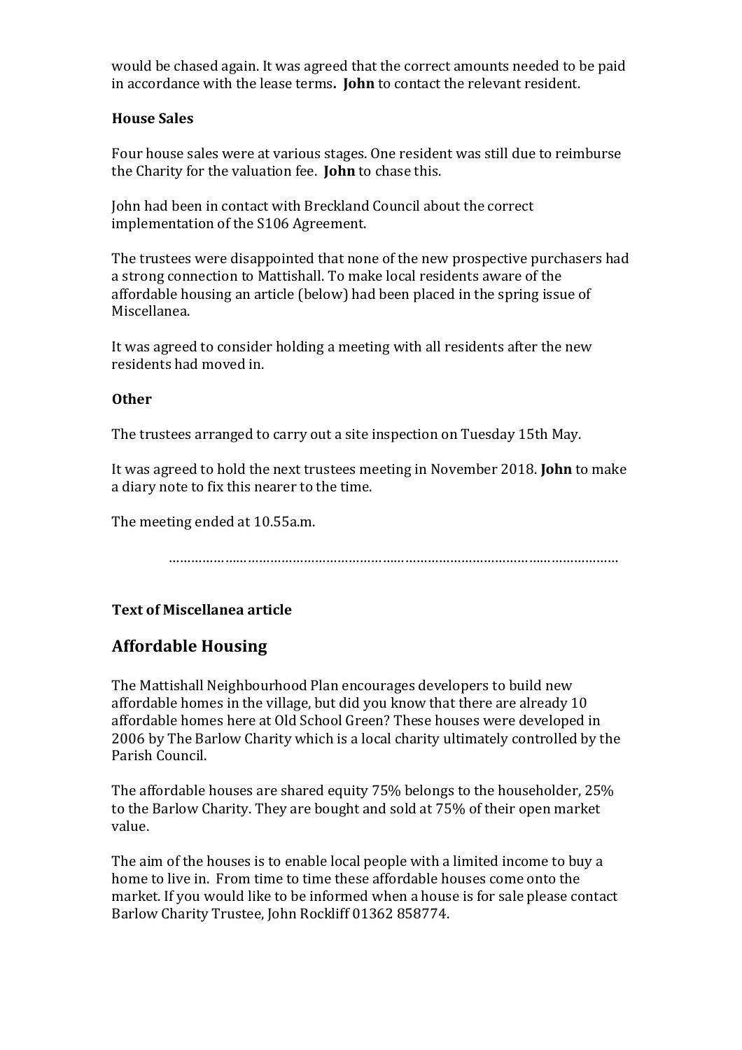would be chased again. It was agreed that the correct amounts needed to be paid in accordance with the lease terms**. John** to contact the relevant resident.

**House Sales**

Four house sales were at various stages. One resident was still due to reimburse the Charity for the valuation fee. **John** to chase this.

John had been in contact with Breckland Council about the correct implementation of the S106 Agreement.

The trustees were disappointed that none of the new prospective purchasers had a strong connection to Mattishall. To make local residents aware of the affordable housing an article (below) had been placed in the spring issue of Miscellanea.

It was agreed to consider holding a meeting with all residents after the new residents had moved in.

**Other**

The trustees arranged to carry out a site inspection on Tuesday 15th May.

It was agreed to hold the next trustees meeting in November 2018. **John** to make a diary note to fix this nearer to the time.

The meeting ended at 10.55a.m.

………………………………………………………………………………………………………

**Text of Miscellanea article**

## Affordable Housing

The Mattishall Neighbourhood Plan encourages developers to build new affordable homes in the village, but did you know that there are already 10 affordable homes here at Old School Green? These houses were developed in 2006 by The Barlow Charity which is a local charity ultimately controlled by the Parish Council.

The affordable houses are shared equity 75% belongs to the householder, 25% to the Barlow Charity. They are bought and sold at 75% of their open market value.

The aim of the houses is to enable local people with a limited income to buy a home to live in. From time to time these affordable houses come onto the market. If you would like to be informed when a house is for sale please contact Barlow Charity Trustee, John Rockliff 01362 858774.